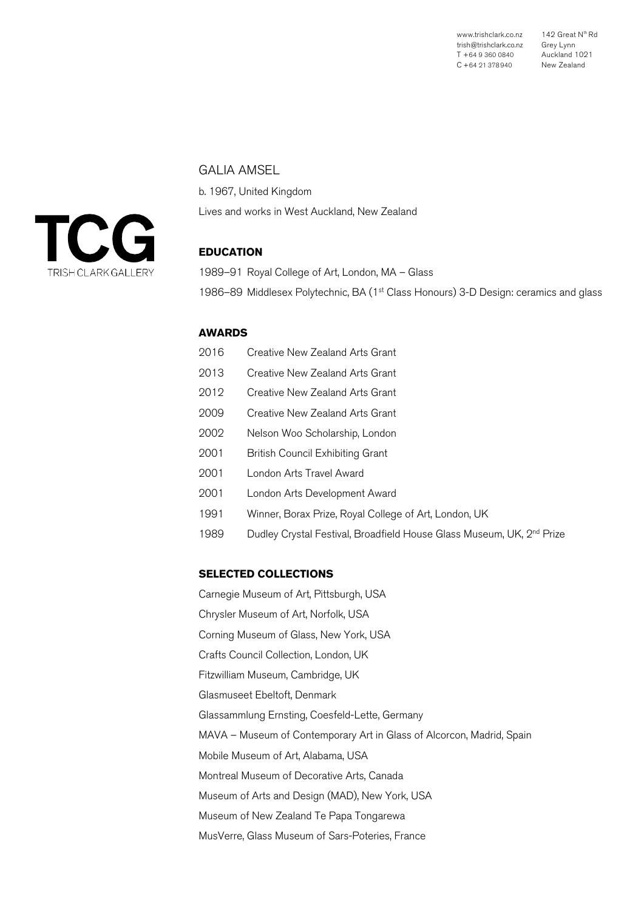www.trishclark.co.nz
trish@trishclark.co.nz
T +64 9 360 0840
C +64 21 378940

142 Great N[th] Rd
Grey Lynn
Auckland 1021
New Zealand

TCG
TRISH CLARK GALLERY

# GALIA AMSEL

b. 1967, United Kingdom

Lives and works in West Auckland, New Zealand

## EDUCATION

1989–91 Royal College of Art, London, MA – Glass

1986–89 Middlesex Polytechnic, BA (1st Class Honours) 3-D Design: ceramics and glass

## AWARDS

| | |
|---|---|
| 2016 | Creative New Zealand Arts Grant |
| 2013 | Creative New Zealand Arts Grant |
| 2012 | Creative New Zealand Arts Grant |
| 2009 | Creative New Zealand Arts Grant |
| 2002 | Nelson Woo Scholarship, London |
| 2001 | British Council Exhibiting Grant |
| 2001 | London Arts Travel Award |
| 2001 | London Arts Development Award |
| 1991 | Winner, Borax Prize, Royal College of Art, London, UK |
| 1989 | Dudley Crystal Festival, Broadfield House Glass Museum, UK, 2nd Prize |

## SELECTED COLLECTIONS

Carnegie Museum of Art, Pittsburgh, USA

Chrysler Museum of Art, Norfolk, USA

Corning Museum of Glass, New York, USA

Crafts Council Collection, London, UK

Fitzwilliam Museum, Cambridge, UK

Glasmuseet Ebeltoft, Denmark

Glassammlung Ernsting, Coesfeld-Lette, Germany

MAVA – Museum of Contemporary Art in Glass of Alcorcon, Madrid, Spain

Mobile Museum of Art, Alabama, USA

Montreal Museum of Decorative Arts, Canada

Museum of Arts and Design (MAD), New York, USA

Museum of New Zealand Te Papa Tongarewa

MusVerre, Glass Museum of Sars-Poteries, France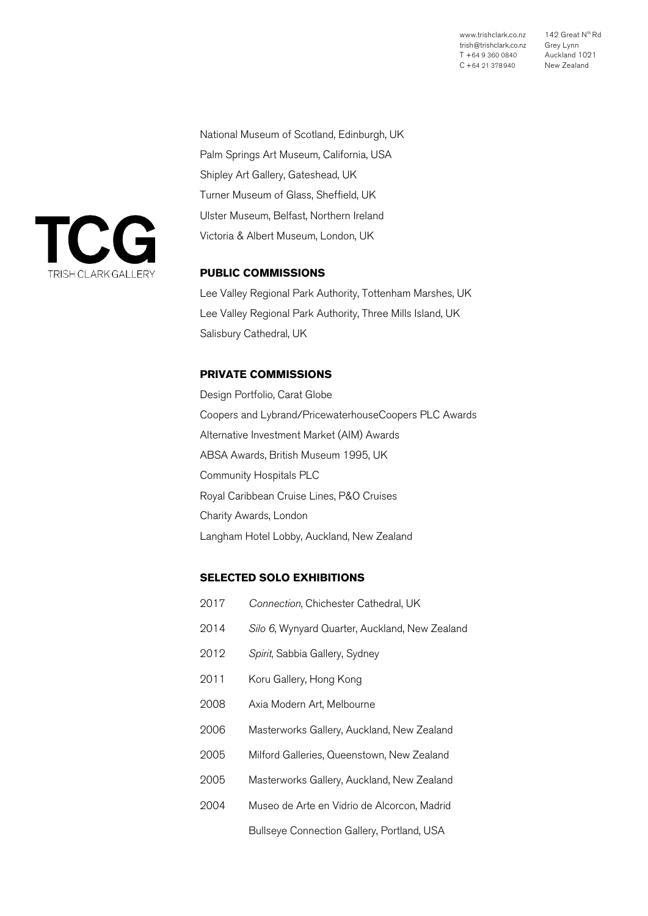National Museum of Scotland, Edinburgh, UK
Palm Springs Art Museum, California, USA
Shipley Art Gallery, Gateshead, UK
Turner Museum of Glass, Sheffield, UK
Ulster Museum, Belfast, Northern Ireland
Victoria & Albert Museum, London, UK

## PUBLIC COMMISSIONS

Lee Valley Regional Park Authority, Tottenham Marshes, UK
Lee Valley Regional Park Authority, Three Mills Island, UK
Salisbury Cathedral, UK

## PRIVATE COMMISSIONS

Design Portfolio, Carat Globe
Coopers and Lybrand/PricewaterhouseCoopers PLC Awards
Alternative Investment Market (AIM) Awards
ABSA Awards, British Museum 1995, UK
Community Hospitals PLC
Royal Caribbean Cruise Lines, P&O Cruises
Charity Awards, London
Langham Hotel Lobby, Auckland, New Zealand

## SELECTED SOLO EXHIBITIONS

2017 *Connection*, Chichester Cathedral, UK
2014 *Silo 6*, Wynyard Quarter, Auckland, New Zealand
2012 *Spirit*, Sabbia Gallery, Sydney
2011 Koru Gallery, Hong Kong
2008 Axia Modern Art, Melbourne
2006 Masterworks Gallery, Auckland, New Zealand
2005 Milford Galleries, Queenstown, New Zealand
2005 Masterworks Gallery, Auckland, New Zealand
2004 Museo de Arte en Vidrio de Alcorcon, Madrid
Bullseye Connection Gallery, Portland, USA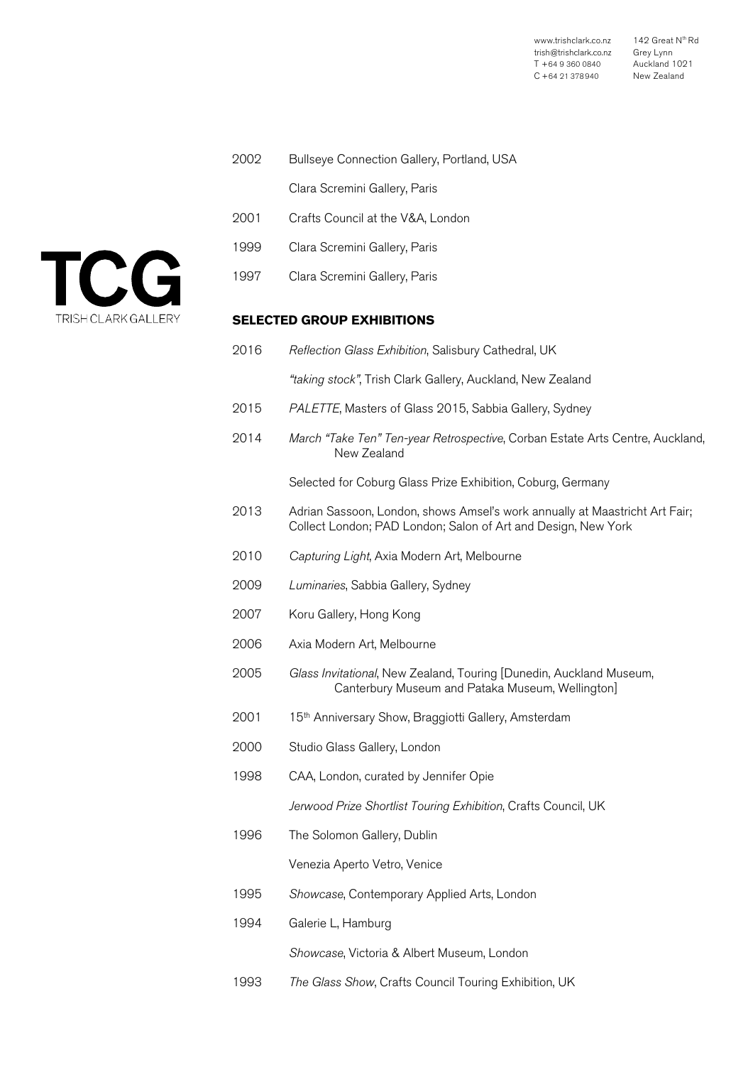2002 Bullseye Connection Gallery, Portland, USA

Clara Scremini Gallery, Paris

2001 Crafts Council at the V&A, London

1999 Clara Scremini Gallery, Paris

1997 Clara Scremini Gallery, Paris

**SELECTED GROUP EXHIBITIONS**

2016 *Reflection Glass Exhibition*, Salisbury Cathedral, UK

*"taking stock"*, Trish Clark Gallery, Auckland, New Zealand

2015 *PALETTE*, Masters of Glass 2015, Sabbia Gallery, Sydney

2014 *March "Take Ten" Ten-year Retrospective*, Corban Estate Arts Centre, Auckland, New Zealand

Selected for Coburg Glass Prize Exhibition, Coburg, Germany

2013 Adrian Sassoon, London, shows Amsel's work annually at Maastricht Art Fair; Collect London; PAD London; Salon of Art and Design, New York

2010 *Capturing Light*, Axia Modern Art, Melbourne

2009 *Luminaries*, Sabbia Gallery, Sydney

2007 Koru Gallery, Hong Kong

2006 Axia Modern Art, Melbourne

2005 *Glass Invitational*, New Zealand, Touring [Dunedin, Auckland Museum, Canterbury Museum and Pataka Museum, Wellington]

2001 15th Anniversary Show, Braggiotti Gallery, Amsterdam

2000 Studio Glass Gallery, London

1998 CAA, London, curated by Jennifer Opie

*Jerwood Prize Shortlist Touring Exhibition*, Crafts Council, UK

1996 The Solomon Gallery, Dublin

Venezia Aperto Vetro, Venice

1995 *Showcase*, Contemporary Applied Arts, London

1994 Galerie L, Hamburg

*Showcase*, Victoria & Albert Museum, London

1993 *The Glass Show*, Crafts Council Touring Exhibition, UK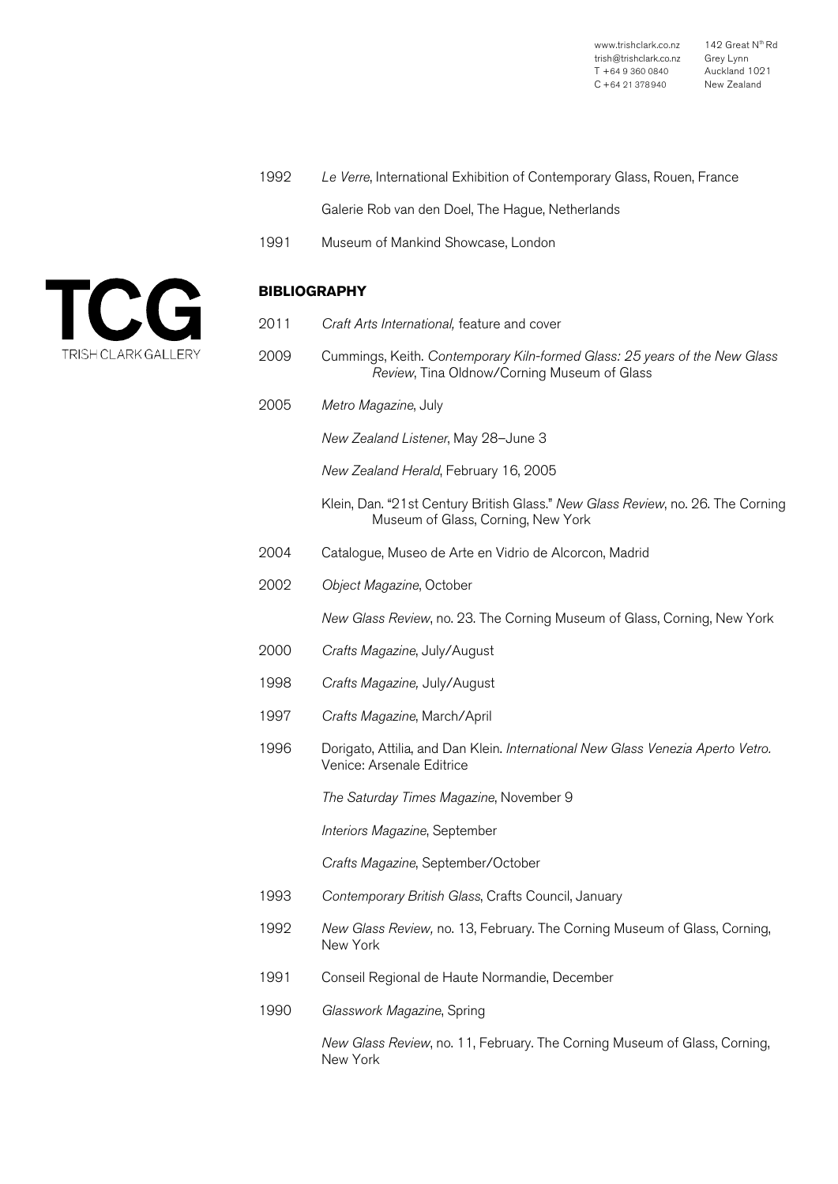1992 *Le Verre*, International Exhibition of Contemporary Glass, Rouen, France

Galerie Rob van den Doel, The Hague, Netherlands

1991 Museum of Mankind Showcase, London

**BIBLIOGRAPHY**

2011 *Craft Arts International,* feature and cover

2009 Cummings, Keith. *Contemporary Kiln-formed Glass: 25 years of the New Glass Review*, Tina Oldnow/Corning Museum of Glass

2005 *Metro Magazine*, July

*New Zealand Listener*, May 28–June 3

*New Zealand Herald*, February 16, 2005

Klein, Dan. "21st Century British Glass." *New Glass Review*, no. 26. The Corning Museum of Glass, Corning, New York

2004 Catalogue, Museo de Arte en Vidrio de Alcorcon, Madrid

2002 *Object Magazine*, October

*New Glass Review*, no. 23. The Corning Museum of Glass, Corning, New York

2000 *Crafts Magazine*, July/August

1998 *Crafts Magazine,* July/August

1997 *Crafts Magazine*, March/April

1996 Dorigato, Attilia, and Dan Klein. *International New Glass Venezia Aperto Vetro.* Venice: Arsenale Editrice

*The Saturday Times Magazine*, November 9

*Interiors Magazine*, September

*Crafts Magazine*, September/October

1993 *Contemporary British Glass*, Crafts Council, January

1992 *New Glass Review,* no. 13, February. The Corning Museum of Glass, Corning, New York

1991 Conseil Regional de Haute Normandie, December

1990 *Glasswork Magazine*, Spring

*New Glass Review*, no. 11, February. The Corning Museum of Glass, Corning, New York